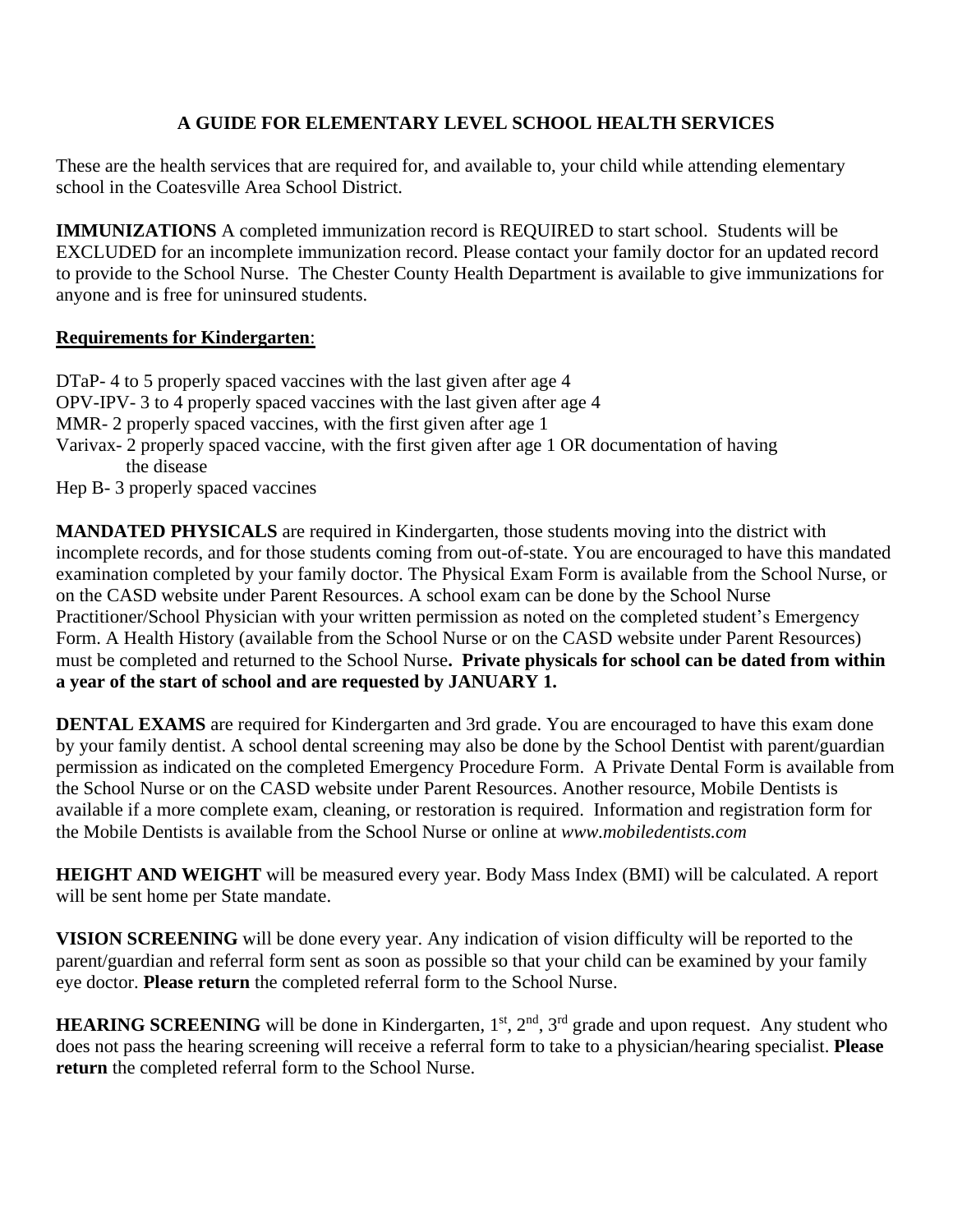# A GUIDE FOR ELEMENTARY LEVEL SCHOOL HEALTH SERVICES

These are the health services that are required for, and available to, your child while attending elementary school in the Coatesville Area School District.

**IMMUNIZATIONS** A completed immunization record is REQUIRED to start school. Students will be EXCLUDED for an incomplete immunization record. Please contact your family doctor for an updated record to provide to the School Nurse. The Chester County Health Department is available to give immunizations for anyone and is free for uninsured students.

**Requirements for Kindergarten**:

DTaP- 4 to 5 properly spaced vaccines with the last given after age 4
OPV-IPV- 3 to 4 properly spaced vaccines with the last given after age 4
MMR- 2 properly spaced vaccines, with the first given after age 1
Varivax- 2 properly spaced vaccine, with the first given after age 1 OR documentation of having the disease
Hep B- 3 properly spaced vaccines

**MANDATED PHYSICALS** are required in Kindergarten, those students moving into the district with incomplete records, and for those students coming from out-of-state. You are encouraged to have this mandated examination completed by your family doctor. The Physical Exam Form is available from the School Nurse, or on the CASD website under Parent Resources. A school exam can be done by the School Nurse Practitioner/School Physician with your written permission as noted on the completed student's Emergency Form. A Health History (available from the School Nurse or on the CASD website under Parent Resources) must be completed and returned to the School Nurse**. Private physicals for school can be dated from within a year of the start of school and are requested by JANUARY 1.**

**DENTAL EXAMS** are required for Kindergarten and 3rd grade. You are encouraged to have this exam done by your family dentist. A school dental screening may also be done by the School Dentist with parent/guardian permission as indicated on the completed Emergency Procedure Form. A Private Dental Form is available from the School Nurse or on the CASD website under Parent Resources. Another resource, Mobile Dentists is available if a more complete exam, cleaning, or restoration is required. Information and registration form for the Mobile Dentists is available from the School Nurse or online at *www.mobiledentists.com*

**HEIGHT AND WEIGHT** will be measured every year. Body Mass Index (BMI) will be calculated. A report will be sent home per State mandate.

**VISION SCREENING** will be done every year. Any indication of vision difficulty will be reported to the parent/guardian and referral form sent as soon as possible so that your child can be examined by your family eye doctor. **Please return** the completed referral form to the School Nurse.

**HEARING SCREENING** will be done in Kindergarten, 1st, 2nd, 3rd grade and upon request. Any student who does not pass the hearing screening will receive a referral form to take to a physician/hearing specialist. **Please return** the completed referral form to the School Nurse.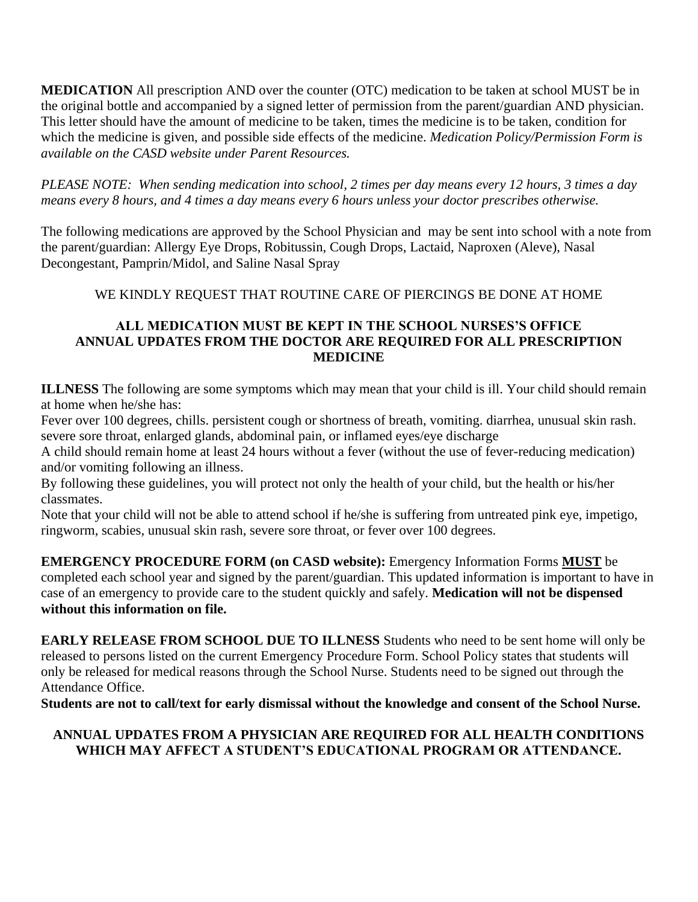**MEDICATION** All prescription AND over the counter (OTC) medication to be taken at school MUST be in the original bottle and accompanied by a signed letter of permission from the parent/guardian AND physician. This letter should have the amount of medicine to be taken, times the medicine is to be taken, condition for which the medicine is given, and possible side effects of the medicine. *Medication Policy/Permission Form is available on the CASD website under Parent Resources.*

*PLEASE NOTE: When sending medication into school, 2 times per day means every 12 hours, 3 times a day means every 8 hours, and 4 times a day means every 6 hours unless your doctor prescribes otherwise.*

The following medications are approved by the School Physician and may be sent into school with a note from the parent/guardian: Allergy Eye Drops, Robitussin, Cough Drops, Lactaid, Naproxen (Aleve), Nasal Decongestant, Pamprin/Midol, and Saline Nasal Spray

WE KINDLY REQUEST THAT ROUTINE CARE OF PIERCINGS BE DONE AT HOME

**ALL MEDICATION MUST BE KEPT IN THE SCHOOL NURSES'S OFFICE**
**ANNUAL UPDATES FROM THE DOCTOR ARE REQUIRED FOR ALL PRESCRIPTION MEDICINE**

**ILLNESS** The following are some symptoms which may mean that your child is ill. Your child should remain at home when he/she has:
Fever over 100 degrees, chills. persistent cough or shortness of breath, vomiting. diarrhea, unusual skin rash. severe sore throat, enlarged glands, abdominal pain, or inflamed eyes/eye discharge
A child should remain home at least 24 hours without a fever (without the use of fever-reducing medication) and/or vomiting following an illness.
By following these guidelines, you will protect not only the health of your child, but the health or his/her classmates.
Note that your child will not be able to attend school if he/she is suffering from untreated pink eye, impetigo, ringworm, scabies, unusual skin rash, severe sore throat, or fever over 100 degrees.

**EMERGENCY PROCEDURE FORM (on CASD website):** Emergency Information Forms **MUST** be completed each school year and signed by the parent/guardian. This updated information is important to have in case of an emergency to provide care to the student quickly and safely. **Medication will not be dispensed without this information on file.**

**EARLY RELEASE FROM SCHOOL DUE TO ILLNESS** Students who need to be sent home will only be released to persons listed on the current Emergency Procedure Form. School Policy states that students will only be released for medical reasons through the School Nurse. Students need to be signed out through the Attendance Office.
**Students are not to call/text for early dismissal without the knowledge and consent of the School Nurse.**

**ANNUAL UPDATES FROM A PHYSICIAN ARE REQUIRED FOR ALL HEALTH CONDITIONS WHICH MAY AFFECT A STUDENT'S EDUCATIONAL PROGRAM OR ATTENDANCE.**